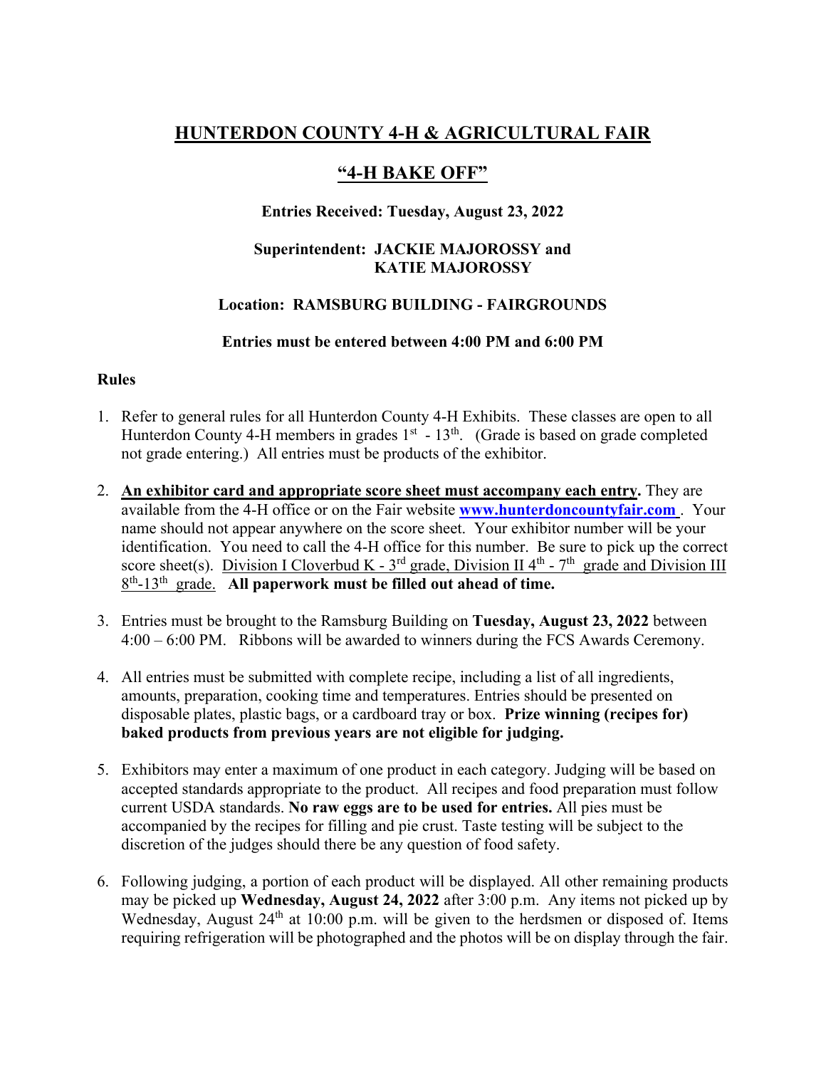# HUNTERDON COUNTY 4-H & AGRICULTURAL FAIR

## "4-H BAKE OFF"

**Entries Received: Tuesday, August 23, 2022**

**Superintendent: JACKIE MAJOROSSY and KATIE MAJOROSSY**

**Location: RAMSBURG BUILDING - FAIRGROUNDS**

**Entries must be entered between 4:00 PM and 6:00 PM**

**Rules**

1. Refer to general rules for all Hunterdon County 4-H Exhibits. These classes are open to all Hunterdon County 4-H members in grades 1st - 13th. (Grade is based on grade completed not grade entering.) All entries must be products of the exhibitor.

2. **An exhibitor card and appropriate score sheet must accompany each entry.** They are available from the 4-H office or on the Fair website **www.hunterdoncountyfair.com** . Your name should not appear anywhere on the score sheet. Your exhibitor number will be your identification. You need to call the 4-H office for this number. Be sure to pick up the correct score sheet(s). Division I Cloverbud K - 3rd grade, Division II 4th - 7th grade and Division III 8th-13th grade. **All paperwork must be filled out ahead of time.**

3. Entries must be brought to the Ramsburg Building on **Tuesday, August 23, 2022** between 4:00 – 6:00 PM. Ribbons will be awarded to winners during the FCS Awards Ceremony.

4. All entries must be submitted with complete recipe, including a list of all ingredients, amounts, preparation, cooking time and temperatures. Entries should be presented on disposable plates, plastic bags, or a cardboard tray or box. **Prize winning (recipes for) baked products from previous years are not eligible for judging.**

5. Exhibitors may enter a maximum of one product in each category. Judging will be based on accepted standards appropriate to the product. All recipes and food preparation must follow current USDA standards. **No raw eggs are to be used for entries.** All pies must be accompanied by the recipes for filling and pie crust. Taste testing will be subject to the discretion of the judges should there be any question of food safety.

6. Following judging, a portion of each product will be displayed. All other remaining products may be picked up **Wednesday, August 24, 2022** after 3:00 p.m. Any items not picked up by Wednesday, August 24th at 10:00 p.m. will be given to the herdsmen or disposed of. Items requiring refrigeration will be photographed and the photos will be on display through the fair.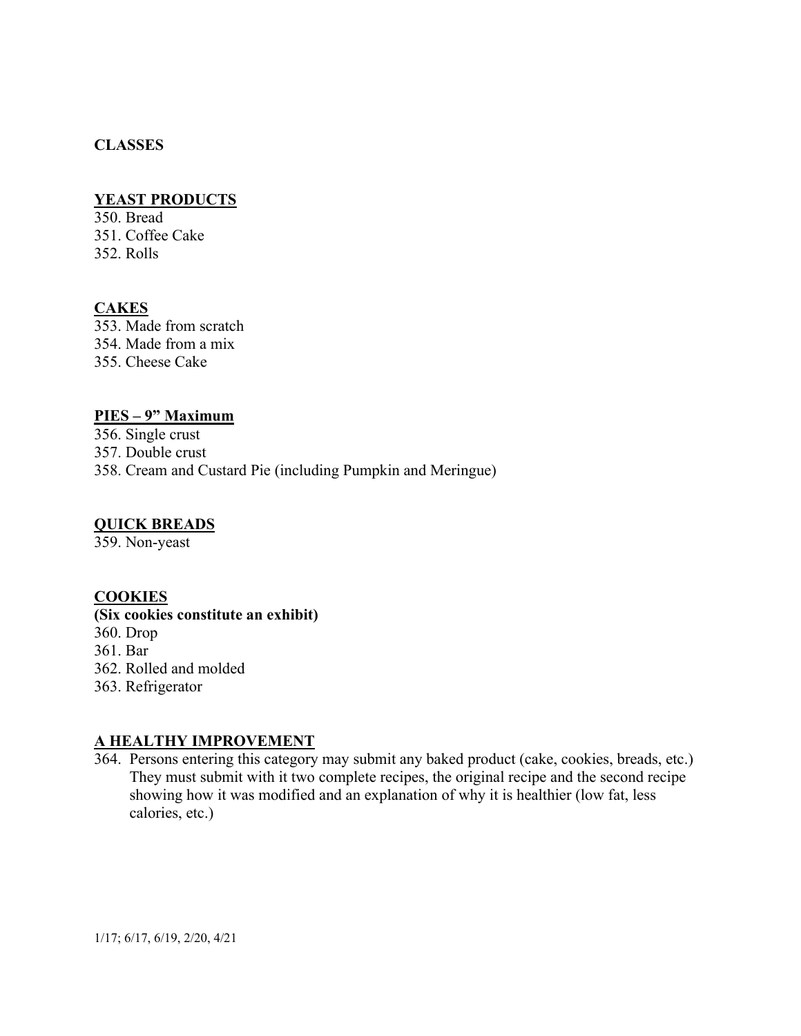**CLASSES**

**YEAST PRODUCTS**

350. Bread
351. Coffee Cake
352. Rolls

**CAKES**

353. Made from scratch
354. Made from a mix
355. Cheese Cake

**PIES – 9" Maximum**

356. Single crust
357. Double crust
358. Cream and Custard Pie (including Pumpkin and Meringue)

**QUICK BREADS**

359. Non-yeast

**COOKIES**

**(Six cookies constitute an exhibit)**

360. Drop
361. Bar
362. Rolled and molded
363. Refrigerator

**A HEALTHY IMPROVEMENT**

364. Persons entering this category may submit any baked product (cake, cookies, breads, etc.) They must submit with it two complete recipes, the original recipe and the second recipe showing how it was modified and an explanation of why it is healthier (low fat, less calories, etc.)

1/17; 6/17, 6/19, 2/20, 4/21